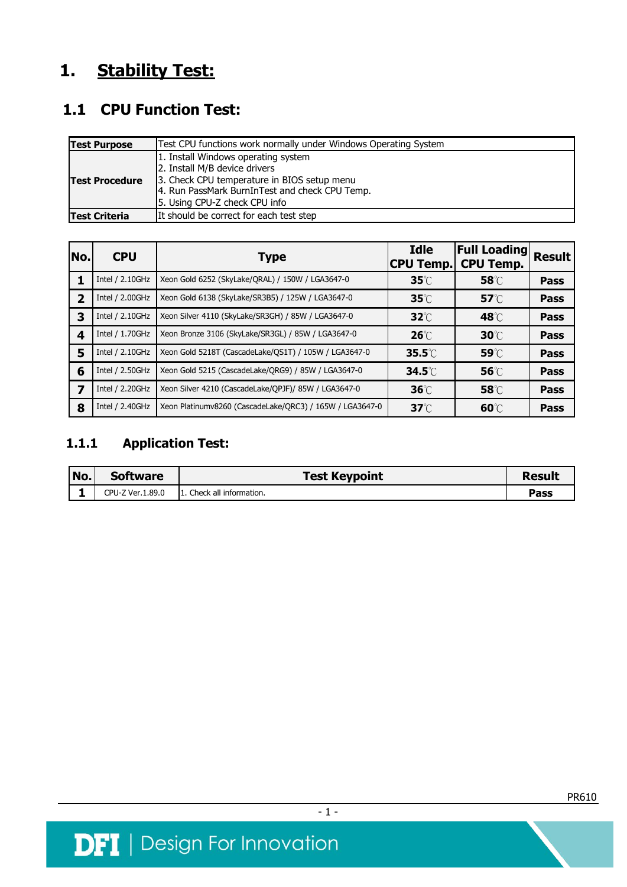# 1. Stability Test:

## 1.1 CPU Function Test:

| **Test Purpose** | Test CPU functions work normally under Windows Operating System |
|---|---|
| **Test Procedure** | 1. Install Windows operating system<br>2. Install M/B device drivers<br>3. Check CPU temperature in BIOS setup menu<br>4. Run PassMark BurnInTest and check CPU Temp.<br>5. Using CPU-Z check CPU info |
| **Test Criteria** | It should be correct for each test step |

| No. | CPU | Type | Idle CPU Temp. | Full Loading CPU Temp. | Result |
|---|---|---|---|---|---|
| 1 | Intel / 2.10GHz | Xeon Gold 6252 (SkyLake/QRAL) / 150W / LGA3647-0 | 35℃ | 58℃ | Pass |
| 2 | Intel / 2.00GHz | Xeon Gold 6138 (SkyLake/SR3B5) / 125W / LGA3647-0 | 35℃ | 57℃ | Pass |
| 3 | Intel / 2.10GHz | Xeon Silver 4110 (SkyLake/SR3GH) / 85W / LGA3647-0 | 32℃ | 48℃ | Pass |
| 4 | Intel / 1.70GHz | Xeon Bronze 3106 (SkyLake/SR3GL) / 85W / LGA3647-0 | 26℃ | 30℃ | Pass |
| 5 | Intel / 2.10GHz | Xeon Gold 5218T (CascadeLake/QS1T) / 105W / LGA3647-0 | 35.5℃ | 59℃ | Pass |
| 6 | Intel / 2.50GHz | Xeon Gold 5215 (CascadeLake/QRG9) / 85W / LGA3647-0 | 34.5℃ | 56℃ | Pass |
| 7 | Intel / 2.20GHz | Xeon Silver 4210 (CascadeLake/QPJF)/ 85W / LGA3647-0 | 36℃ | 58℃ | Pass |
| 8 | Intel / 2.40GHz | Xeon Platinumv8260 (CascadeLake/QRC3) / 165W / LGA3647-0 | 37℃ | 60℃ | Pass |

### 1.1.1 Application Test:

| No. | Software | Test Keypoint | Result |
|---|---|---|---|
| 1 | CPU-Z Ver.1.89.0 | 1. Check all information. | Pass |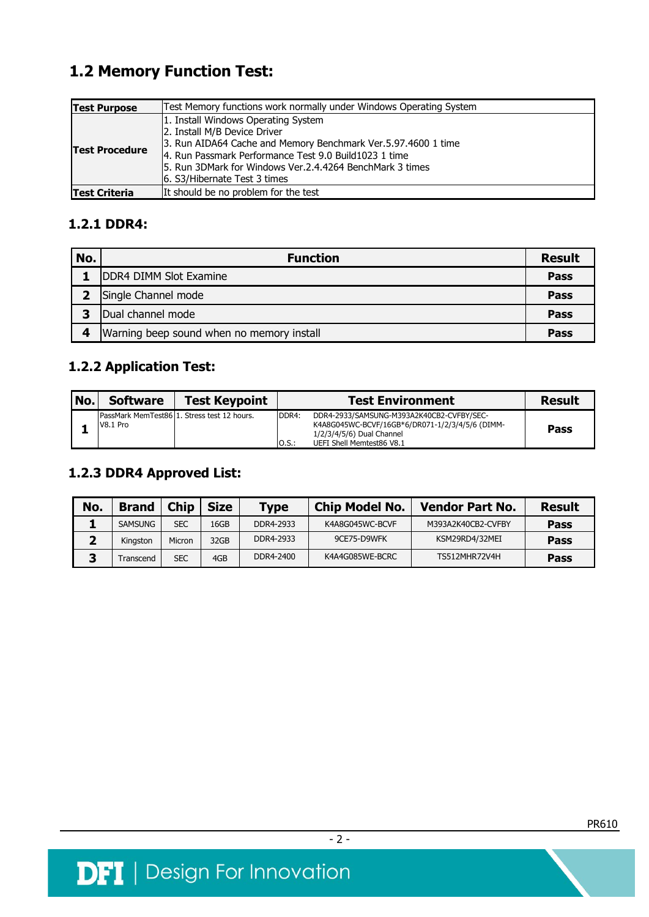## 1.2 Memory Function Test:

| Test Purpose | Test Memory functions work normally under Windows Operating System |
|---|---|
| Test Procedure | 1. Install Windows Operating System<br>2. Install M/B Device Driver<br>3. Run AIDA64 Cache and Memory Benchmark Ver.5.97.4600 1 time<br>4. Run Passmark Performance Test 9.0 Build1023 1 time<br>5. Run 3DMark for Windows Ver.2.4.4264 BenchMark 3 times<br>6. S3/Hibernate Test 3 times |
| Test Criteria | It should be no problem for the test |

### 1.2.1 DDR4:

| No. | Function | Result |
|---|---|---|
| 1 | DDR4 DIMM Slot Examine | Pass |
| 2 | Single Channel mode | Pass |
| 3 | Dual channel mode | Pass |
| 4 | Warning beep sound when no memory install | Pass |

### 1.2.2 Application Test:

| No. | Software | Test Keypoint | Test Environment | Result |
|---|---|---|---|---|
| 1 | PassMark MemTest86 V8.1 Pro | 1. Stress test 12 hours. | DDR4: DDR4-2933/SAMSUNG-M393A2K40CB2-CVFBY/SEC-K4A8G045WC-BCVF/16GB*6/DR071-1/2/3/4/5/6 (DIMM-1/2/3/4/5/6) Dual Channel<br>O.S.: UEFI Shell Memtest86 V8.1 | Pass |

### 1.2.3 DDR4 Approved List:

| No. | Brand | Chip | Size | Type | Chip Model No. | Vendor Part No. | Result |
|---|---|---|---|---|---|---|---|
| 1 | SAMSUNG | SEC | 16GB | DDR4-2933 | K4A8G045WC-BCVF | M393A2K40CB2-CVFBY | Pass |
| 2 | Kingston | Micron | 32GB | DDR4-2933 | 9CE75-D9WFK | KSM29RD4/32MEI | Pass |
| 3 | Transcend | SEC | 4GB | DDR4-2400 | K4A4G085WE-BCRC | TS512MHR72V4H | Pass |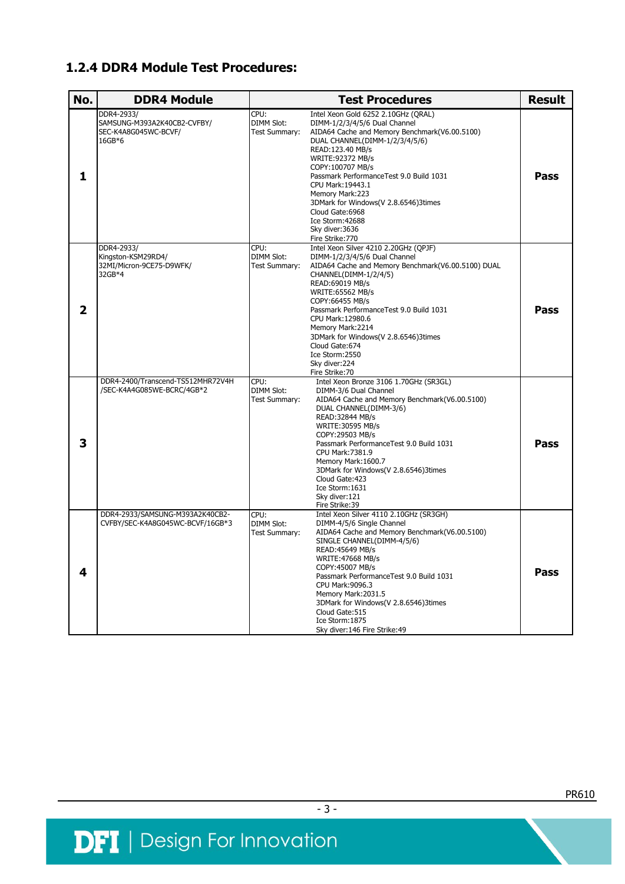### 1.2.4 DDR4 Module Test Procedures:

| No. | DDR4 Module | Test Procedures | | Result |
|---|---|---|---|---|
| 1 | DDR4-2933/ SAMSUNG-M393A2K40CB2-CVFBY/ SEC-K4A8G045WC-BCVF/ 16GB*6 | CPU:<br>DIMM Slot:<br>Test Summary: | Intel Xeon Gold 6252 2.10GHz (QRAL)<br>DIMM-1/2/3/4/5/6 Dual Channel<br>AIDA64 Cache and Memory Benchmark(V6.00.5100)<br>DUAL CHANNEL(DIMM-1/2/3/4/5/6)<br>READ:123.40 MB/s<br>WRITE:92372 MB/s<br>COPY:100707 MB/s<br>Passmark PerformanceTest 9.0 Build 1031<br>CPU Mark:19443.1<br>Memory Mark:223<br>3DMark for Windows(V 2.8.6546)3times<br>Cloud Gate:6968<br>Ice Storm:42688<br>Sky diver:3636<br>Fire Strike:770 | Pass |
| 2 | DDR4-2933/ Kingston-KSM29RD4/ 32MI/Micron-9CE75-D9WFK/ 32GB*4 | CPU:<br>DIMM Slot:<br>Test Summary: | Intel Xeon Silver 4210 2.20GHz (QPJF)<br>DIMM-1/2/3/4/5/6 Dual Channel<br>AIDA64 Cache and Memory Benchmark(V6.00.5100) DUAL CHANNEL(DIMM-1/2/4/5)<br>READ:69019 MB/s<br>WRITE:65562 MB/s<br>COPY:66455 MB/s<br>Passmark PerformanceTest 9.0 Build 1031<br>CPU Mark:12980.6<br>Memory Mark:2214<br>3DMark for Windows(V 2.8.6546)3times<br>Cloud Gate:674<br>Ice Storm:2550<br>Sky diver:224<br>Fire Strike:70 | Pass |
| 3 | DDR4-2400/Transcend-TS512MHR72V4H /SEC-K4A4G085WE-BCRC/4GB*2 | CPU:<br>DIMM Slot:<br>Test Summary: | Intel Xeon Bronze 3106 1.70GHz (SR3GL)<br>DIMM-3/6 Dual Channel<br>AIDA64 Cache and Memory Benchmark(V6.00.5100)<br>DUAL CHANNEL(DIMM-3/6)<br>READ:32844 MB/s<br>WRITE:30595 MB/s<br>COPY:29503 MB/s<br>Passmark PerformanceTest 9.0 Build 1031<br>CPU Mark:7381.9<br>Memory Mark:1600.7<br>3DMark for Windows(V 2.8.6546)3times<br>Cloud Gate:423<br>Ice Storm:1631<br>Sky diver:121<br>Fire Strike:39 | Pass |
| 4 | DDR4-2933/SAMSUNG-M393A2K40CB2-CVFBY/SEC-K4A8G045WC-BCVF/16GB*3 | CPU:<br>DIMM Slot:<br>Test Summary: | Intel Xeon Silver 4110 2.10GHz (SR3GH)<br>DIMM-4/5/6 Single Channel<br>AIDA64 Cache and Memory Benchmark(V6.00.5100)<br>SINGLE CHANNEL(DIMM-4/5/6)<br>READ:45649 MB/s<br>WRITE:47668 MB/s<br>COPY:45007 MB/s<br>Passmark PerformanceTest 9.0 Build 1031<br>CPU Mark:9096.3<br>Memory Mark:2031.5<br>3DMark for Windows(V 2.8.6546)3times<br>Cloud Gate:515<br>Ice Storm:1875<br>Sky diver:146 Fire Strike:49 | Pass |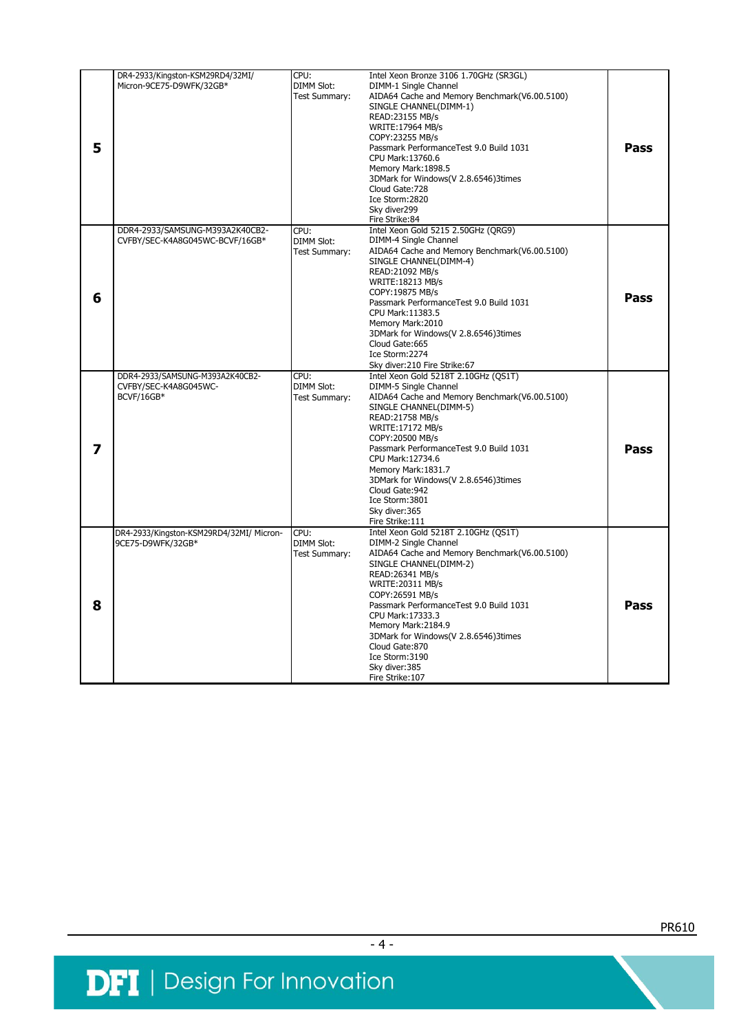| | | | | |
|---|---|---|---|---|
| **5** | DR4-2933/Kingston-KSM29RD4/32MI/ Micron-9CE75-D9WFK/32GB* | CPU:<br>DIMM Slot:<br>Test Summary: | Intel Xeon Bronze 3106 1.70GHz (SR3GL)<br>DIMM-1 Single Channel<br>AIDA64 Cache and Memory Benchmark(V6.00.5100)<br>SINGLE CHANNEL(DIMM-1)<br>READ:23155 MB/s<br>WRITE:17964 MB/s<br>COPY:23255 MB/s<br>Passmark PerformanceTest 9.0 Build 1031<br>CPU Mark:13760.6<br>Memory Mark:1898.5<br>3DMark for Windows(V 2.8.6546)3times<br>Cloud Gate:728<br>Ice Storm:2820<br>Sky diver299<br>Fire Strike:84 | **Pass** |
| **6** | DDR4-2933/SAMSUNG-M393A2K40CB2-CVFBY/SEC-K4A8G045WC-BCVF/16GB* | CPU:<br>DIMM Slot:<br>Test Summary: | Intel Xeon Gold 5215 2.50GHz (QRG9)<br>DIMM-4 Single Channel<br>AIDA64 Cache and Memory Benchmark(V6.00.5100)<br>SINGLE CHANNEL(DIMM-4)<br>READ:21092 MB/s<br>WRITE:18213 MB/s<br>COPY:19875 MB/s<br>Passmark PerformanceTest 9.0 Build 1031<br>CPU Mark:11383.5<br>Memory Mark:2010<br>3DMark for Windows(V 2.8.6546)3times<br>Cloud Gate:665<br>Ice Storm:2274<br>Sky diver:210 Fire Strike:67 | **Pass** |
| **7** | DDR4-2933/SAMSUNG-M393A2K40CB2-CVFBY/SEC-K4A8G045WC-BCVF/16GB* | CPU:<br>DIMM Slot:<br>Test Summary: | Intel Xeon Gold 5218T 2.10GHz (QS1T)<br>DIMM-5 Single Channel<br>AIDA64 Cache and Memory Benchmark(V6.00.5100)<br>SINGLE CHANNEL(DIMM-5)<br>READ:21758 MB/s<br>WRITE:17172 MB/s<br>COPY:20500 MB/s<br>Passmark PerformanceTest 9.0 Build 1031<br>CPU Mark:12734.6<br>Memory Mark:1831.7<br>3DMark for Windows(V 2.8.6546)3times<br>Cloud Gate:942<br>Ice Storm:3801<br>Sky diver:365<br>Fire Strike:111 | **Pass** |
| **8** | DR4-2933/Kingston-KSM29RD4/32MI/ Micron-9CE75-D9WFK/32GB* | CPU:<br>DIMM Slot:<br>Test Summary: | Intel Xeon Gold 5218T 2.10GHz (QS1T)<br>DIMM-2 Single Channel<br>AIDA64 Cache and Memory Benchmark(V6.00.5100)<br>SINGLE CHANNEL(DIMM-2)<br>READ:26341 MB/s<br>WRITE:20311 MB/s<br>COPY:26591 MB/s<br>Passmark PerformanceTest 9.0 Build 1031<br>CPU Mark:17333.3<br>Memory Mark:2184.9<br>3DMark for Windows(V 2.8.6546)3times<br>Cloud Gate:870<br>Ice Storm:3190<br>Sky diver:385<br>Fire Strike:107 | **Pass** |